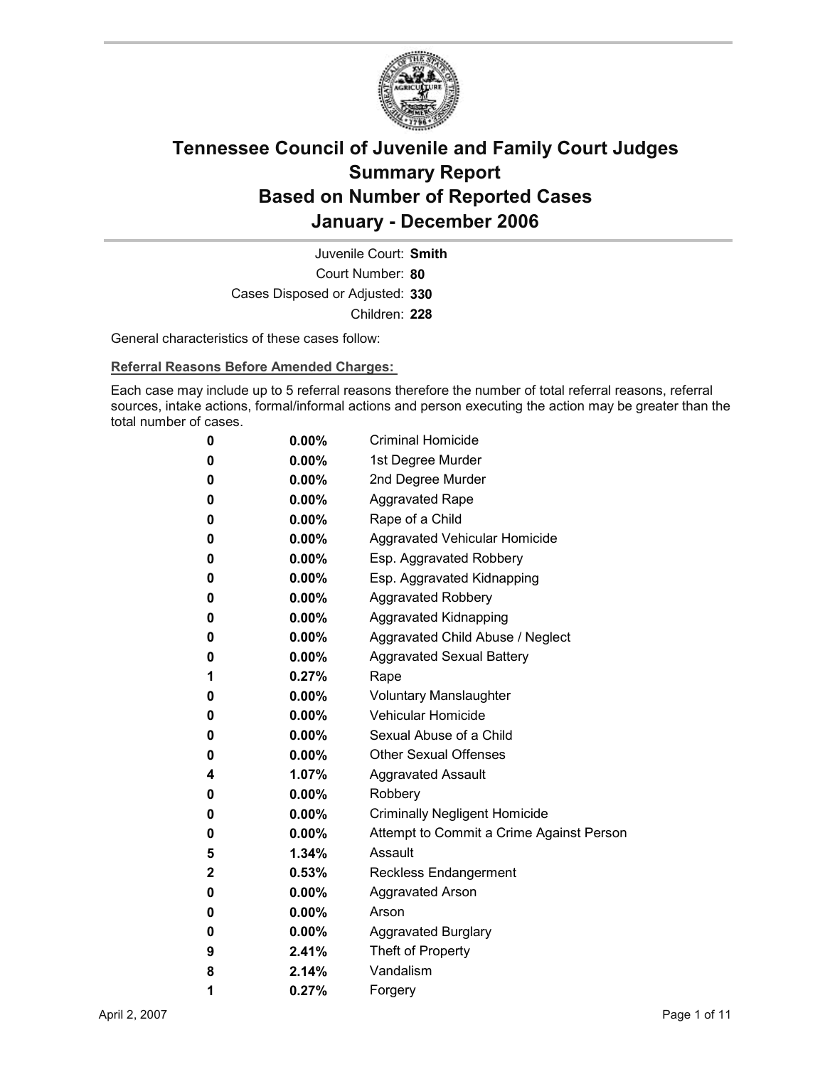# Tennessee Council of Juvenile and Family Court Judges
# Summary Report
# Based on Number of Reported Cases
# January - December 2006

Juvenile Court: **Smith**

Court Number: **80**

Cases Disposed or Adjusted: **330**

Children: **228**

General characteristics of these cases follow:

**Referral Reasons Before Amended Charges:**

Each case may include up to 5 referral reasons therefore the number of total referral reasons, referral sources, intake actions, formal/informal actions and person executing the action may be greater than the total number of cases.

| Count | Percent | Referral Reason |
|---|---|---|
| 0 | 0.00% | Criminal Homicide |
| 0 | 0.00% | 1st Degree Murder |
| 0 | 0.00% | 2nd Degree Murder |
| 0 | 0.00% | Aggravated Rape |
| 0 | 0.00% | Rape of a Child |
| 0 | 0.00% | Aggravated Vehicular Homicide |
| 0 | 0.00% | Esp. Aggravated Robbery |
| 0 | 0.00% | Esp. Aggravated Kidnapping |
| 0 | 0.00% | Aggravated Robbery |
| 0 | 0.00% | Aggravated Kidnapping |
| 0 | 0.00% | Aggravated Child Abuse / Neglect |
| 0 | 0.00% | Aggravated Sexual Battery |
| 1 | 0.27% | Rape |
| 0 | 0.00% | Voluntary Manslaughter |
| 0 | 0.00% | Vehicular Homicide |
| 0 | 0.00% | Sexual Abuse of a Child |
| 0 | 0.00% | Other Sexual Offenses |
| 4 | 1.07% | Aggravated Assault |
| 0 | 0.00% | Robbery |
| 0 | 0.00% | Criminally Negligent Homicide |
| 0 | 0.00% | Attempt to Commit a Crime Against Person |
| 5 | 1.34% | Assault |
| 2 | 0.53% | Reckless Endangerment |
| 0 | 0.00% | Aggravated Arson |
| 0 | 0.00% | Arson |
| 0 | 0.00% | Aggravated Burglary |
| 9 | 2.41% | Theft of Property |
| 8 | 2.14% | Vandalism |
| 1 | 0.27% | Forgery |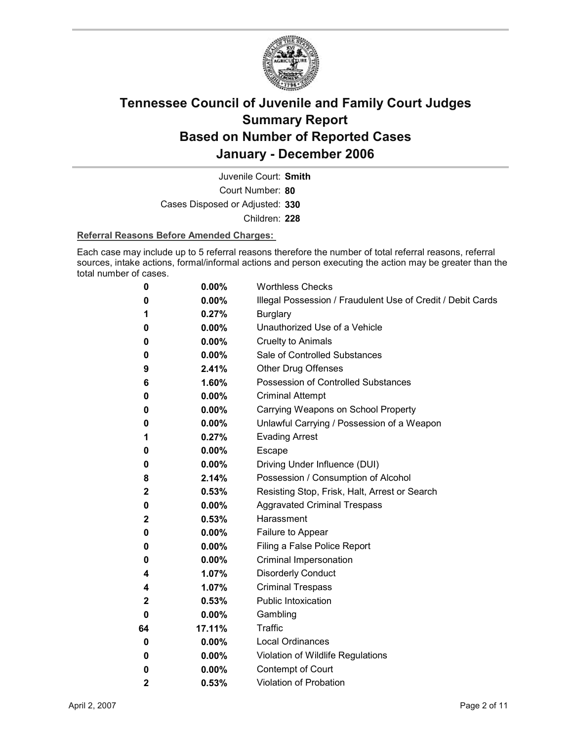# Tennessee Council of Juvenile and Family Court Judges
# Summary Report
# Based on Number of Reported Cases
# January - December 2006

Juvenile Court: **Smith**

Court Number: **80**

Cases Disposed or Adjusted: **330**

Children: **228**

**Referral Reasons Before Amended Charges:**

Each case may include up to 5 referral reasons therefore the number of total referral reasons, referral sources, intake actions, formal/informal actions and person executing the action may be greater than the total number of cases.

| | | |
|---|---|---|
| 0 | 0.00% | Worthless Checks |
| 0 | 0.00% | Illegal Possession / Fraudulent Use of Credit / Debit Cards |
| 1 | 0.27% | Burglary |
| 0 | 0.00% | Unauthorized Use of a Vehicle |
| 0 | 0.00% | Cruelty to Animals |
| 0 | 0.00% | Sale of Controlled Substances |
| 9 | 2.41% | Other Drug Offenses |
| 6 | 1.60% | Possession of Controlled Substances |
| 0 | 0.00% | Criminal Attempt |
| 0 | 0.00% | Carrying Weapons on School Property |
| 0 | 0.00% | Unlawful Carrying / Possession of a Weapon |
| 1 | 0.27% | Evading Arrest |
| 0 | 0.00% | Escape |
| 0 | 0.00% | Driving Under Influence (DUI) |
| 8 | 2.14% | Possession / Consumption of Alcohol |
| 2 | 0.53% | Resisting Stop, Frisk, Halt, Arrest or Search |
| 0 | 0.00% | Aggravated Criminal Trespass |
| 2 | 0.53% | Harassment |
| 0 | 0.00% | Failure to Appear |
| 0 | 0.00% | Filing a False Police Report |
| 0 | 0.00% | Criminal Impersonation |
| 4 | 1.07% | Disorderly Conduct |
| 4 | 1.07% | Criminal Trespass |
| 2 | 0.53% | Public Intoxication |
| 0 | 0.00% | Gambling |
| 64 | 17.11% | Traffic |
| 0 | 0.00% | Local Ordinances |
| 0 | 0.00% | Violation of Wildlife Regulations |
| 0 | 0.00% | Contempt of Court |
| 2 | 0.53% | Violation of Probation |

April 2, 2007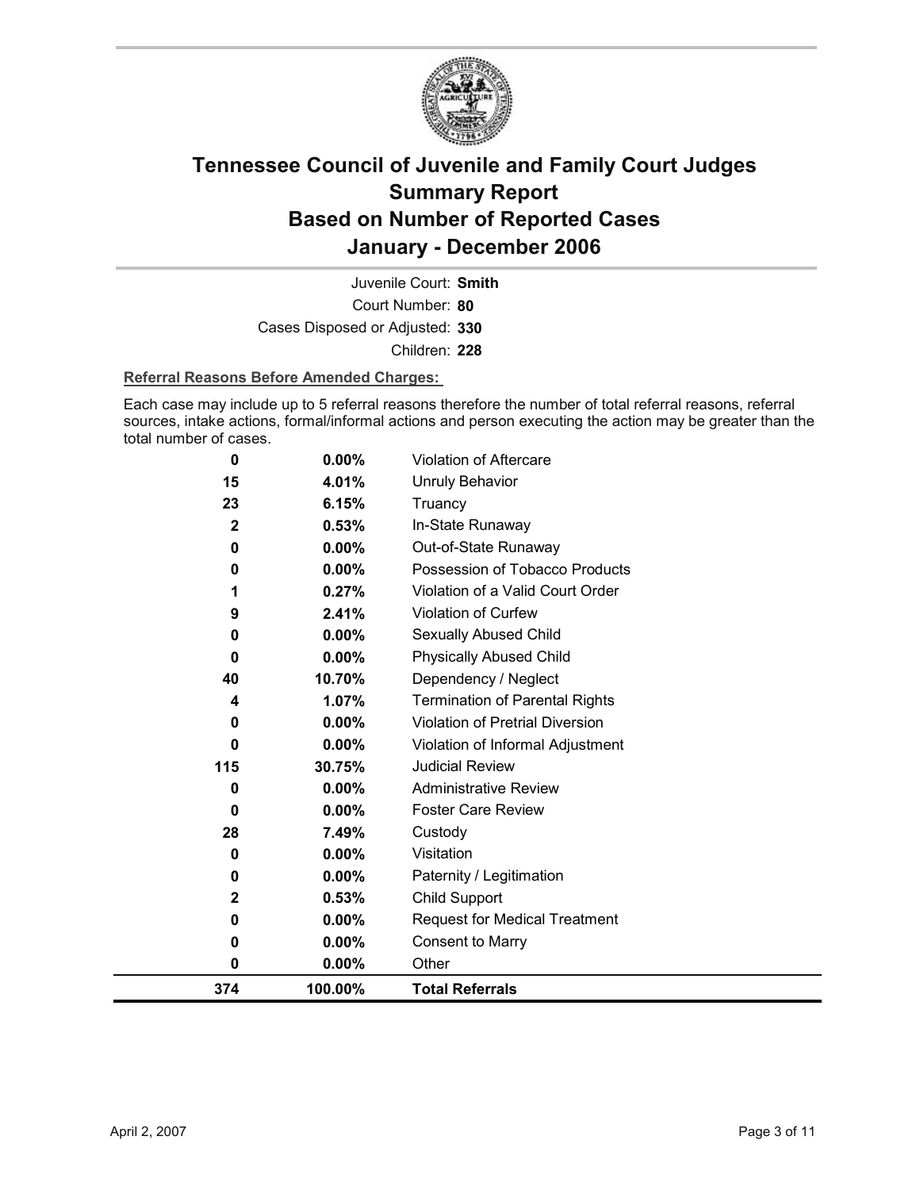# Tennessee Council of Juvenile and Family Court Judges
# Summary Report
# Based on Number of Reported Cases
# January - December 2006

Juvenile Court: **Smith**

Court Number: **80**

Cases Disposed or Adjusted: **330**

Children: **228**

**Referral Reasons Before Amended Charges:**

Each case may include up to 5 referral reasons therefore the number of total referral reasons, referral sources, intake actions, formal/informal actions and person executing the action may be greater than the total number of cases.

| Count | Percent | Referral Reason |
|---|---|---|
| 0 | 0.00% | Violation of Aftercare |
| 15 | 4.01% | Unruly Behavior |
| 23 | 6.15% | Truancy |
| 2 | 0.53% | In-State Runaway |
| 0 | 0.00% | Out-of-State Runaway |
| 0 | 0.00% | Possession of Tobacco Products |
| 1 | 0.27% | Violation of a Valid Court Order |
| 9 | 2.41% | Violation of Curfew |
| 0 | 0.00% | Sexually Abused Child |
| 0 | 0.00% | Physically Abused Child |
| 40 | 10.70% | Dependency / Neglect |
| 4 | 1.07% | Termination of Parental Rights |
| 0 | 0.00% | Violation of Pretrial Diversion |
| 0 | 0.00% | Violation of Informal Adjustment |
| 115 | 30.75% | Judicial Review |
| 0 | 0.00% | Administrative Review |
| 0 | 0.00% | Foster Care Review |
| 28 | 7.49% | Custody |
| 0 | 0.00% | Visitation |
| 0 | 0.00% | Paternity / Legitimation |
| 2 | 0.53% | Child Support |
| 0 | 0.00% | Request for Medical Treatment |
| 0 | 0.00% | Consent to Marry |
| 0 | 0.00% | Other |
| **374** | **100.00%** | **Total Referrals** |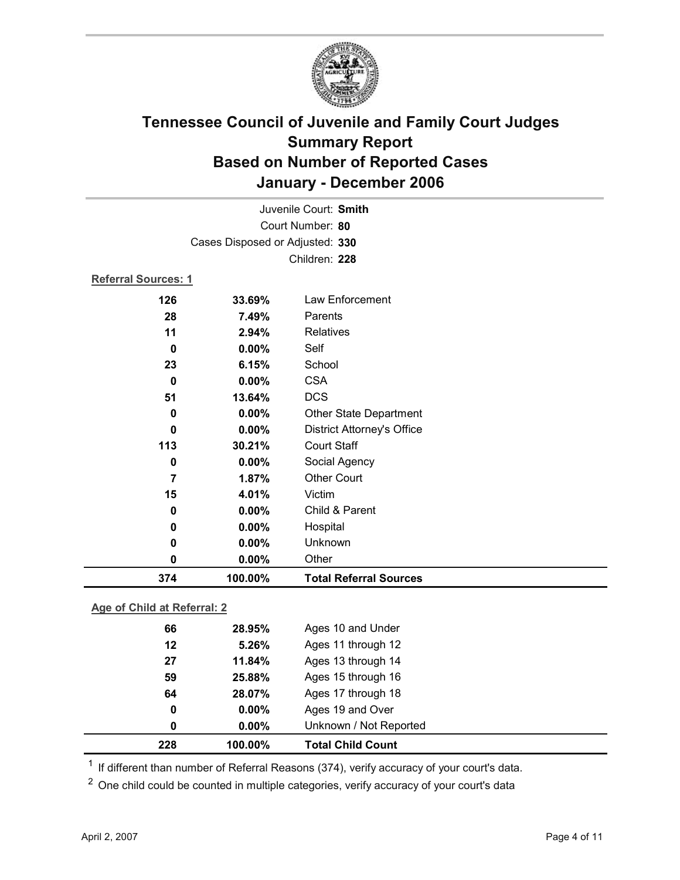# Tennessee Council of Juvenile and Family Court Judges
# Summary Report
# Based on Number of Reported Cases
# January - December 2006

Juvenile Court: **Smith**
Court Number: **80**
Cases Disposed or Adjusted: **330**
Children: **228**

**Referral Sources: 1**

| | | |
|---|---|---|
| 126 | 33.69% | Law Enforcement |
| 28 | 7.49% | Parents |
| 11 | 2.94% | Relatives |
| 0 | 0.00% | Self |
| 23 | 6.15% | School |
| 0 | 0.00% | CSA |
| 51 | 13.64% | DCS |
| 0 | 0.00% | Other State Department |
| 0 | 0.00% | District Attorney's Office |
| 113 | 30.21% | Court Staff |
| 0 | 0.00% | Social Agency |
| 7 | 1.87% | Other Court |
| 15 | 4.01% | Victim |
| 0 | 0.00% | Child & Parent |
| 0 | 0.00% | Hospital |
| 0 | 0.00% | Unknown |
| 0 | 0.00% | Other |
| **374** | **100.00%** | **Total Referral Sources** |

**Age of Child at Referral: 2**

| | | |
|---|---|---|
| 66 | 28.95% | Ages 10 and Under |
| 12 | 5.26% | Ages 11 through 12 |
| 27 | 11.84% | Ages 13 through 14 |
| 59 | 25.88% | Ages 15 through 16 |
| 64 | 28.07% | Ages 17 through 18 |
| 0 | 0.00% | Ages 19 and Over |
| 0 | 0.00% | Unknown / Not Reported |
| **228** | **100.00%** | **Total Child Count** |

[1] If different than number of Referral Reasons (374), verify accuracy of your court's data.

[2] One child could be counted in multiple categories, verify accuracy of your court's data

April 2, 2007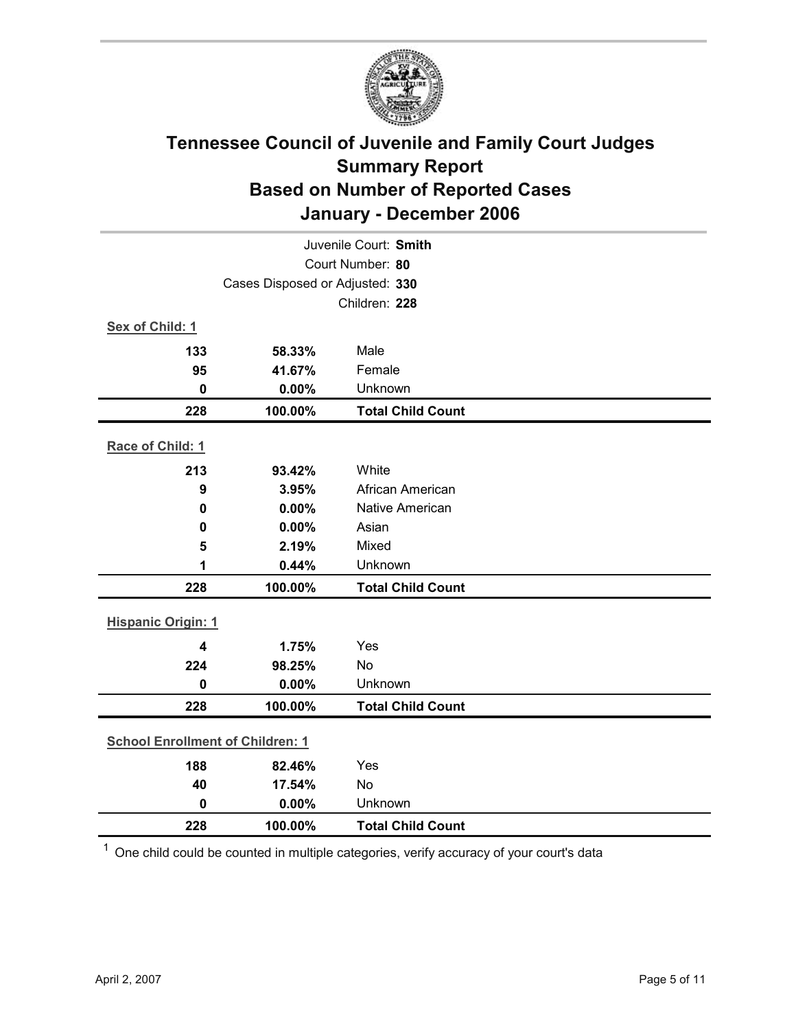# Tennessee Council of Juvenile and Family Court Judges
## Summary Report
## Based on Number of Reported Cases
## January - December 2006

Juvenile Court: **Smith**
Court Number: **80**
Cases Disposed or Adjusted: **330**
Children: **228**

**Sex of Child: 1**

| Count | Percent | Category |
|---|---|---|
| 133 | 58.33% | Male |
| 95 | 41.67% | Female |
| 0 | 0.00% | Unknown |
| **228** | **100.00%** | **Total Child Count** |

**Race of Child: 1**

| Count | Percent | Category |
|---|---|---|
| 213 | 93.42% | White |
| 9 | 3.95% | African American |
| 0 | 0.00% | Native American |
| 0 | 0.00% | Asian |
| 5 | 2.19% | Mixed |
| 1 | 0.44% | Unknown |
| **228** | **100.00%** | **Total Child Count** |

**Hispanic Origin: 1**

| Count | Percent | Category |
|---|---|---|
| 4 | 1.75% | Yes |
| 224 | 98.25% | No |
| 0 | 0.00% | Unknown |
| **228** | **100.00%** | **Total Child Count** |

**School Enrollment of Children: 1**

| Count | Percent | Category |
|---|---|---|
| 188 | 82.46% | Yes |
| 40 | 17.54% | No |
| 0 | 0.00% | Unknown |
| **228** | **100.00%** | **Total Child Count** |

[1] One child could be counted in multiple categories, verify accuracy of your court's data

April 2, 2007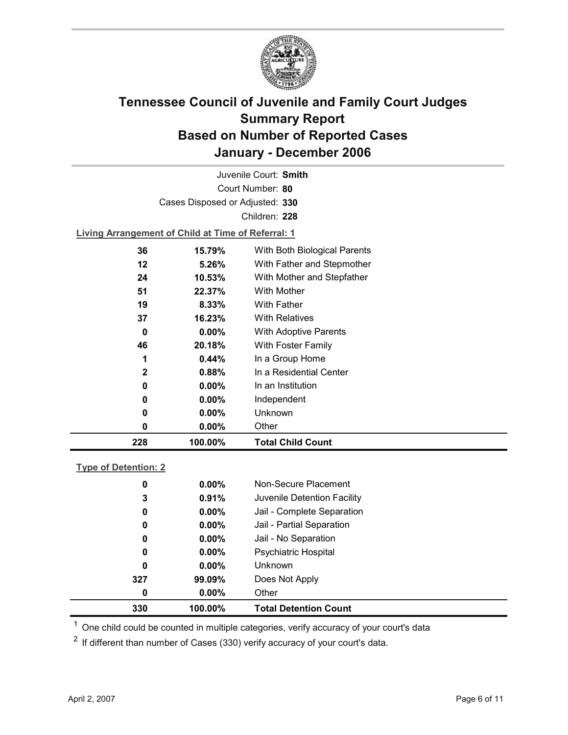# Tennessee Council of Juvenile and Family Court Judges
# Summary Report
# Based on Number of Reported Cases
# January - December 2006

Juvenile Court: **Smith**

Court Number: **80**

Cases Disposed or Adjusted: **330**

Children: **228**

**Living Arrangement of Child at Time of Referral: 1**

| | | |
|---|---|---|
| 36 | 15.79% | With Both Biological Parents |
| 12 | 5.26% | With Father and Stepmother |
| 24 | 10.53% | With Mother and Stepfather |
| 51 | 22.37% | With Mother |
| 19 | 8.33% | With Father |
| 37 | 16.23% | With Relatives |
| 0 | 0.00% | With Adoptive Parents |
| 46 | 20.18% | With Foster Family |
| 1 | 0.44% | In a Group Home |
| 2 | 0.88% | In a Residential Center |
| 0 | 0.00% | In an Institution |
| 0 | 0.00% | Independent |
| 0 | 0.00% | Unknown |
| 0 | 0.00% | Other |
| **228** | **100.00%** | **Total Child Count** |

**Type of Detention: 2**

| | | |
|---|---|---|
| 0 | 0.00% | Non-Secure Placement |
| 3 | 0.91% | Juvenile Detention Facility |
| 0 | 0.00% | Jail - Complete Separation |
| 0 | 0.00% | Jail - Partial Separation |
| 0 | 0.00% | Jail - No Separation |
| 0 | 0.00% | Psychiatric Hospital |
| 0 | 0.00% | Unknown |
| 327 | 99.09% | Does Not Apply |
| 0 | 0.00% | Other |
| **330** | **100.00%** | **Total Detention Count** |

[1] One child could be counted in multiple categories, verify accuracy of your court's data

[2] If different than number of Cases (330) verify accuracy of your court's data.

April 2, 2007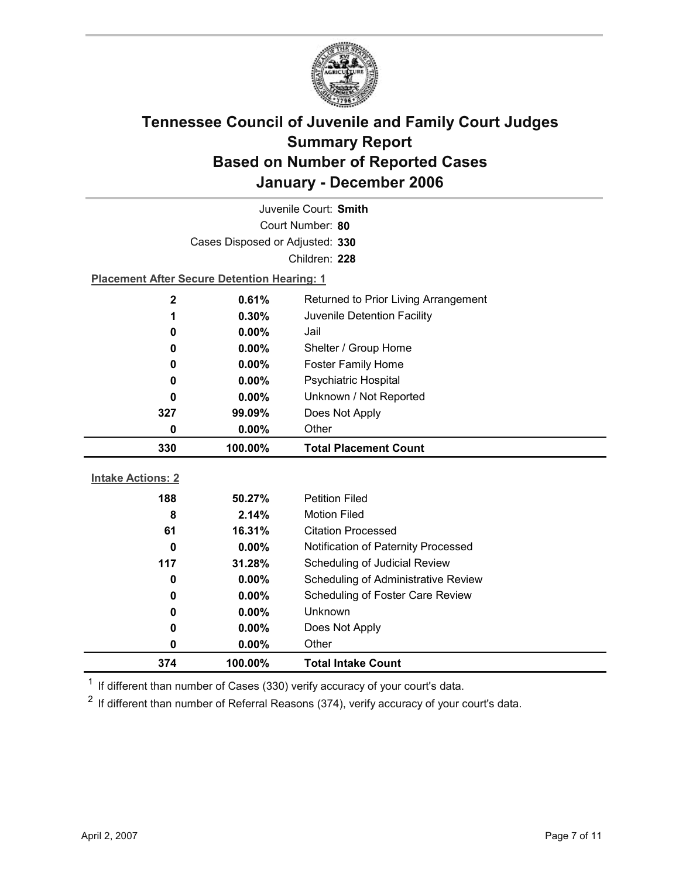# Tennessee Council of Juvenile and Family Court Judges
## Summary Report
## Based on Number of Reported Cases
## January - December 2006

Juvenile Court: **Smith**

Court Number: **80**

Cases Disposed or Adjusted: **330**

Children: **228**

**Placement After Secure Detention Hearing: 1**

| Count | Percent | Placement |
|---|---|---|
| 2 | 0.61% | Returned to Prior Living Arrangement |
| 1 | 0.30% | Juvenile Detention Facility |
| 0 | 0.00% | Jail |
| 0 | 0.00% | Shelter / Group Home |
| 0 | 0.00% | Foster Family Home |
| 0 | 0.00% | Psychiatric Hospital |
| 0 | 0.00% | Unknown / Not Reported |
| 327 | 99.09% | Does Not Apply |
| 0 | 0.00% | Other |
| **330** | **100.00%** | **Total Placement Count** |

**Intake Actions: 2**

| Count | Percent | Intake Action |
|---|---|---|
| 188 | 50.27% | Petition Filed |
| 8 | 2.14% | Motion Filed |
| 61 | 16.31% | Citation Processed |
| 0 | 0.00% | Notification of Paternity Processed |
| 117 | 31.28% | Scheduling of Judicial Review |
| 0 | 0.00% | Scheduling of Administrative Review |
| 0 | 0.00% | Scheduling of Foster Care Review |
| 0 | 0.00% | Unknown |
| 0 | 0.00% | Does Not Apply |
| 0 | 0.00% | Other |
| **374** | **100.00%** | **Total Intake Count** |

[1] If different than number of Cases (330) verify accuracy of your court's data.

[2] If different than number of Referral Reasons (374), verify accuracy of your court's data.

April 2, 2007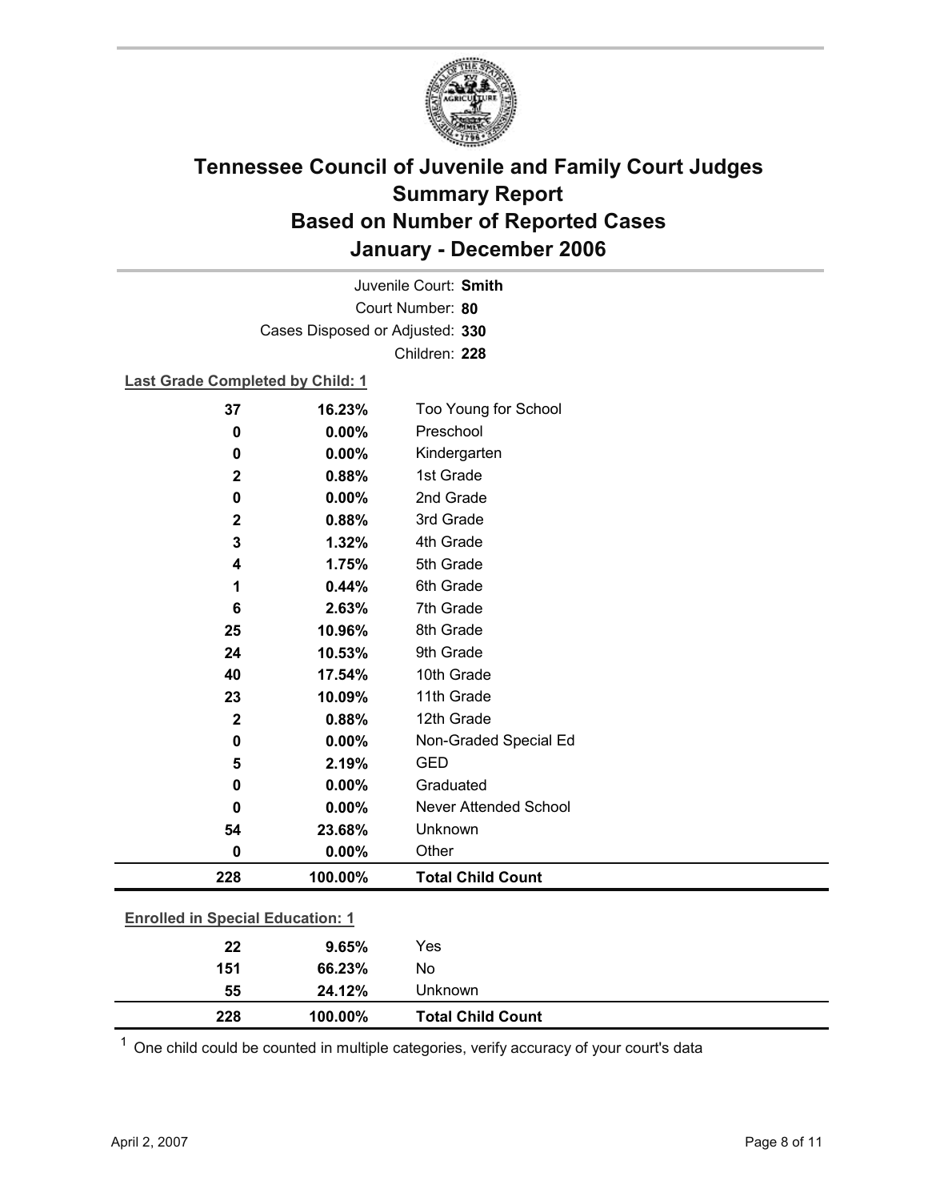# Tennessee Council of Juvenile and Family Court Judges
## Summary Report
## Based on Number of Reported Cases
## January - December 2006

Juvenile Court: **Smith**
Court Number: **80**
Cases Disposed or Adjusted: **330**
Children: **228**

**Last Grade Completed by Child: 1**

| Count | Percent | Category |
|---|---|---|
| 37 | 16.23% | Too Young for School |
| 0 | 0.00% | Preschool |
| 0 | 0.00% | Kindergarten |
| 2 | 0.88% | 1st Grade |
| 0 | 0.00% | 2nd Grade |
| 2 | 0.88% | 3rd Grade |
| 3 | 1.32% | 4th Grade |
| 4 | 1.75% | 5th Grade |
| 1 | 0.44% | 6th Grade |
| 6 | 2.63% | 7th Grade |
| 25 | 10.96% | 8th Grade |
| 24 | 10.53% | 9th Grade |
| 40 | 17.54% | 10th Grade |
| 23 | 10.09% | 11th Grade |
| 2 | 0.88% | 12th Grade |
| 0 | 0.00% | Non-Graded Special Ed |
| 5 | 2.19% | GED |
| 0 | 0.00% | Graduated |
| 0 | 0.00% | Never Attended School |
| 54 | 23.68% | Unknown |
| 0 | 0.00% | Other |
| **228** | **100.00%** | **Total Child Count** |

**Enrolled in Special Education: 1**

| Count | Percent | Category |
|---|---|---|
| 22 | 9.65% | Yes |
| 151 | 66.23% | No |
| 55 | 24.12% | Unknown |
| **228** | **100.00%** | **Total Child Count** |

[1] One child could be counted in multiple categories, verify accuracy of your court's data

April 2, 2007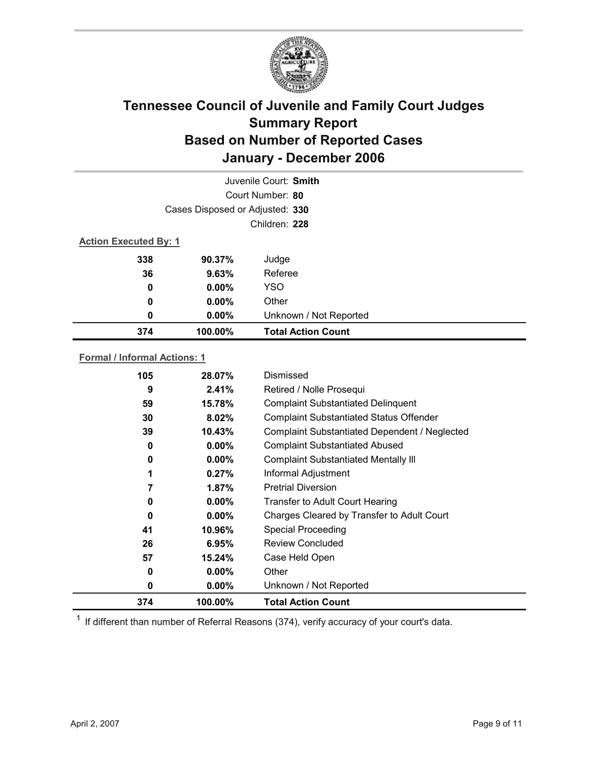# Tennessee Council of Juvenile and Family Court Judges
# Summary Report
# Based on Number of Reported Cases
# January - December 2006

Juvenile Court: **Smith**

Court Number: **80**

Cases Disposed or Adjusted: **330**

Children: **228**

**Action Executed By: 1**

| | | |
|---|---|---|
| 338 | 90.37% | Judge |
| 36 | 9.63% | Referee |
| 0 | 0.00% | YSO |
| 0 | 0.00% | Other |
| 0 | 0.00% | Unknown / Not Reported |
| **374** | **100.00%** | **Total Action Count** |

**Formal / Informal Actions: 1**

| | | |
|---|---|---|
| 105 | 28.07% | Dismissed |
| 9 | 2.41% | Retired / Nolle Prosequi |
| 59 | 15.78% | Complaint Substantiated Delinquent |
| 30 | 8.02% | Complaint Substantiated Status Offender |
| 39 | 10.43% | Complaint Substantiated Dependent / Neglected |
| 0 | 0.00% | Complaint Substantiated Abused |
| 0 | 0.00% | Complaint Substantiated Mentally Ill |
| 1 | 0.27% | Informal Adjustment |
| 7 | 1.87% | Pretrial Diversion |
| 0 | 0.00% | Transfer to Adult Court Hearing |
| 0 | 0.00% | Charges Cleared by Transfer to Adult Court |
| 41 | 10.96% | Special Proceeding |
| 26 | 6.95% | Review Concluded |
| 57 | 15.24% | Case Held Open |
| 0 | 0.00% | Other |
| 0 | 0.00% | Unknown / Not Reported |
| **374** | **100.00%** | **Total Action Count** |

[1] If different than number of Referral Reasons (374), verify accuracy of your court's data.

April 2, 2007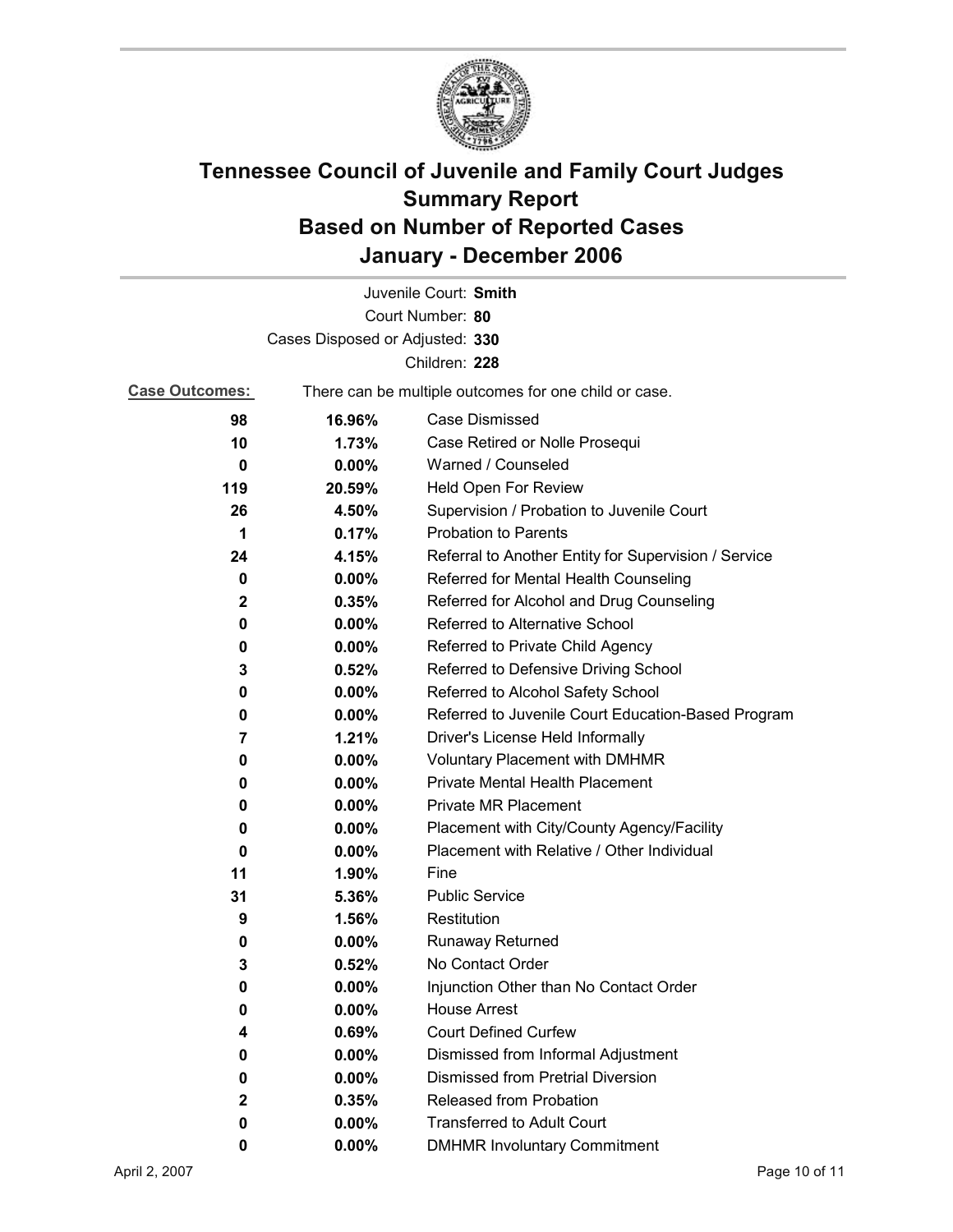# Tennessee Council of Juvenile and Family Court Judges
## Summary Report
## Based on Number of Reported Cases
## January - December 2006

Juvenile Court: **Smith**
Court Number: **80**
Cases Disposed or Adjusted: **330**
Children: **228**

**Case Outcomes:** There can be multiple outcomes for one child or case.

| | | |
|---|---|---|
| **98** | **16.96%** | Case Dismissed |
| **10** | **1.73%** | Case Retired or Nolle Prosequi |
| **0** | **0.00%** | Warned / Counseled |
| **119** | **20.59%** | Held Open For Review |
| **26** | **4.50%** | Supervision / Probation to Juvenile Court |
| **1** | **0.17%** | Probation to Parents |
| **24** | **4.15%** | Referral to Another Entity for Supervision / Service |
| **0** | **0.00%** | Referred for Mental Health Counseling |
| **2** | **0.35%** | Referred for Alcohol and Drug Counseling |
| **0** | **0.00%** | Referred to Alternative School |
| **0** | **0.00%** | Referred to Private Child Agency |
| **3** | **0.52%** | Referred to Defensive Driving School |
| **0** | **0.00%** | Referred to Alcohol Safety School |
| **0** | **0.00%** | Referred to Juvenile Court Education-Based Program |
| **7** | **1.21%** | Driver's License Held Informally |
| **0** | **0.00%** | Voluntary Placement with DMHMR |
| **0** | **0.00%** | Private Mental Health Placement |
| **0** | **0.00%** | Private MR Placement |
| **0** | **0.00%** | Placement with City/County Agency/Facility |
| **0** | **0.00%** | Placement with Relative / Other Individual |
| **11** | **1.90%** | Fine |
| **31** | **5.36%** | Public Service |
| **9** | **1.56%** | Restitution |
| **0** | **0.00%** | Runaway Returned |
| **3** | **0.52%** | No Contact Order |
| **0** | **0.00%** | Injunction Other than No Contact Order |
| **0** | **0.00%** | House Arrest |
| **4** | **0.69%** | Court Defined Curfew |
| **0** | **0.00%** | Dismissed from Informal Adjustment |
| **0** | **0.00%** | Dismissed from Pretrial Diversion |
| **2** | **0.35%** | Released from Probation |
| **0** | **0.00%** | Transferred to Adult Court |
| **0** | **0.00%** | DMHMR Involuntary Commitment |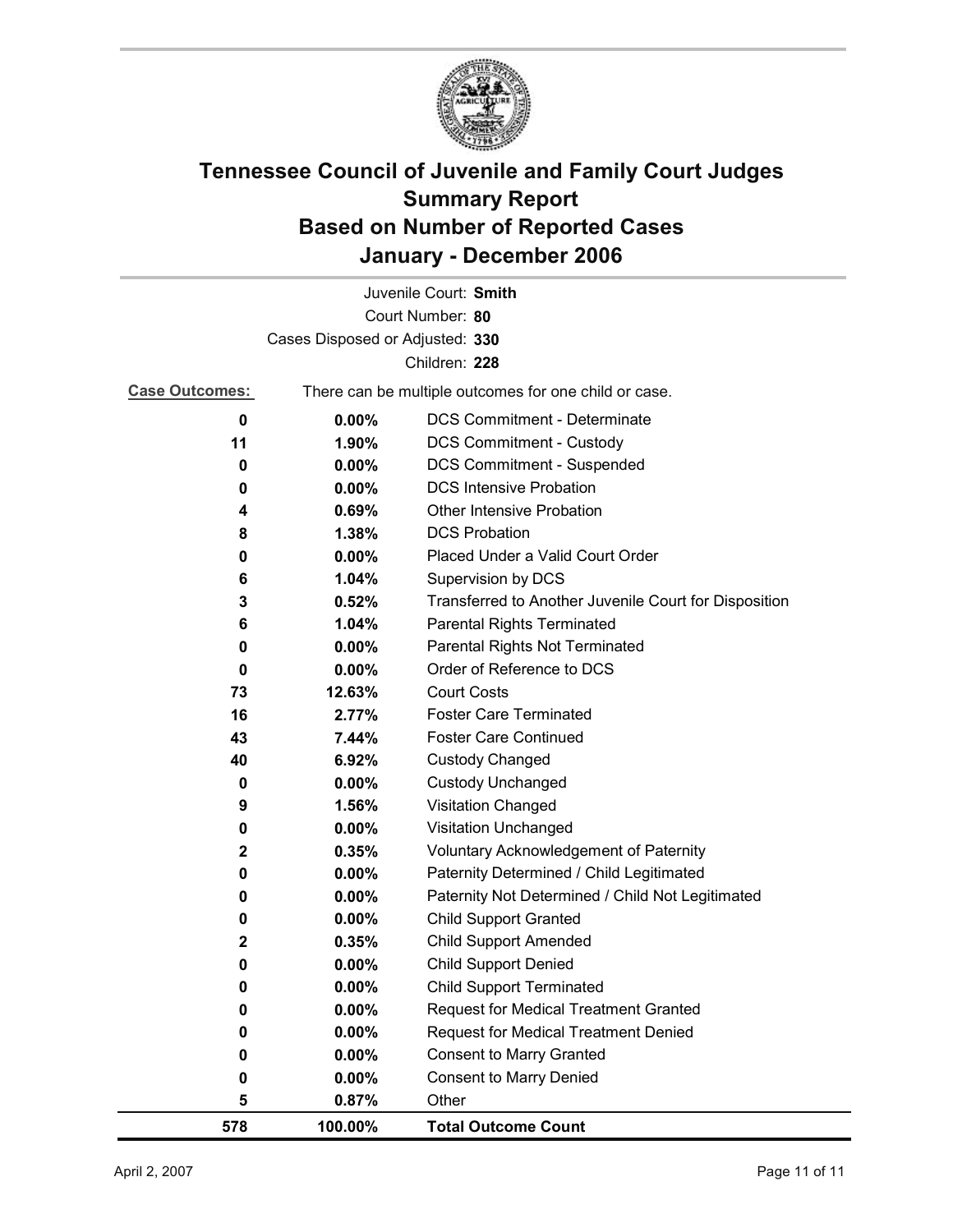# Tennessee Council of Juvenile and Family Court Judges
# Summary Report
# Based on Number of Reported Cases
# January - December 2006

Juvenile Court: **Smith**

Court Number: **80**

Cases Disposed or Adjusted: **330**

Children: **228**

**Case Outcomes:** There can be multiple outcomes for one child or case.

| | | |
|---|---|---|
| **0** | **0.00%** | DCS Commitment - Determinate |
| **11** | **1.90%** | DCS Commitment - Custody |
| **0** | **0.00%** | DCS Commitment - Suspended |
| **0** | **0.00%** | DCS Intensive Probation |
| **4** | **0.69%** | Other Intensive Probation |
| **8** | **1.38%** | DCS Probation |
| **0** | **0.00%** | Placed Under a Valid Court Order |
| **6** | **1.04%** | Supervision by DCS |
| **3** | **0.52%** | Transferred to Another Juvenile Court for Disposition |
| **6** | **1.04%** | Parental Rights Terminated |
| **0** | **0.00%** | Parental Rights Not Terminated |
| **0** | **0.00%** | Order of Reference to DCS |
| **73** | **12.63%** | Court Costs |
| **16** | **2.77%** | Foster Care Terminated |
| **43** | **7.44%** | Foster Care Continued |
| **40** | **6.92%** | Custody Changed |
| **0** | **0.00%** | Custody Unchanged |
| **9** | **1.56%** | Visitation Changed |
| **0** | **0.00%** | Visitation Unchanged |
| **2** | **0.35%** | Voluntary Acknowledgement of Paternity |
| **0** | **0.00%** | Paternity Determined / Child Legitimated |
| **0** | **0.00%** | Paternity Not Determined / Child Not Legitimated |
| **0** | **0.00%** | Child Support Granted |
| **2** | **0.35%** | Child Support Amended |
| **0** | **0.00%** | Child Support Denied |
| **0** | **0.00%** | Child Support Terminated |
| **0** | **0.00%** | Request for Medical Treatment Granted |
| **0** | **0.00%** | Request for Medical Treatment Denied |
| **0** | **0.00%** | Consent to Marry Granted |
| **0** | **0.00%** | Consent to Marry Denied |
| **5** | **0.87%** | Other |
| **578** | **100.00%** | **Total Outcome Count** |

April 2, 2007